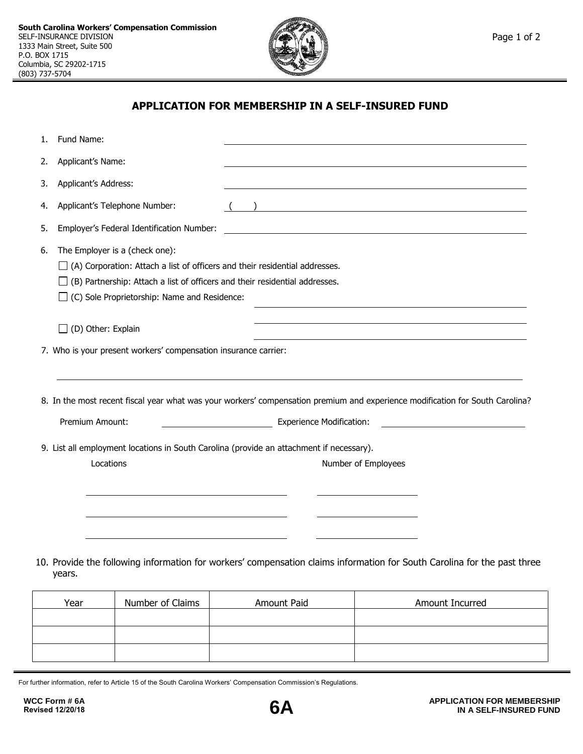**South Carolina Workers' Compensation Commission**
SELF-INSURANCE DIVISION
1333 Main Street, Suite 500
P.O. BOX 1715
Columbia, SC 29202-1715
(803) 737-5704

## APPLICATION FOR MEMBERSHIP IN A SELF-INSURED FUND

1. Fund Name: ______________________________
2. Applicant's Name: ______________________________
3. Applicant's Address: ______________________________
4. Applicant's Telephone Number: (    ) ______________________________
5. Employer's Federal Identification Number: ______________________________
6. The Employer is a (check one):
   - ☐ (A) Corporation: Attach a list of officers and their residential addresses.
   - ☐ (B) Partnership: Attach a list of officers and their residential addresses.
   - ☐ (C) Sole Proprietorship: Name and Residence: ______________________________
   - ☐ (D) Other: Explain ______________________________

7. Who is your present workers' compensation insurance carrier:

   ______________________________

8. In the most recent fiscal year what was your workers' compensation premium and experience modification for South Carolina?

   Premium Amount: ______________ Experience Modification: ______________

9. List all employment locations in South Carolina (provide an attachment if necessary).

| Locations | Number of Employees |
|---|---|
| | |
| | |
| | |

10. Provide the following information for workers' compensation claims information for South Carolina for the past three years.

| Year | Number of Claims | Amount Paid | Amount Incurred |
|---|---|---|---|
| | | | |
| | | | |
| | | | |

For further information, refer to Article 15 of the South Carolina Workers' Compensation Commission's Regulations.

**WCC Form # 6A**
**Revised 12/20/18**

**6A**

**APPLICATION FOR MEMBERSHIP IN A SELF-INSURED FUND**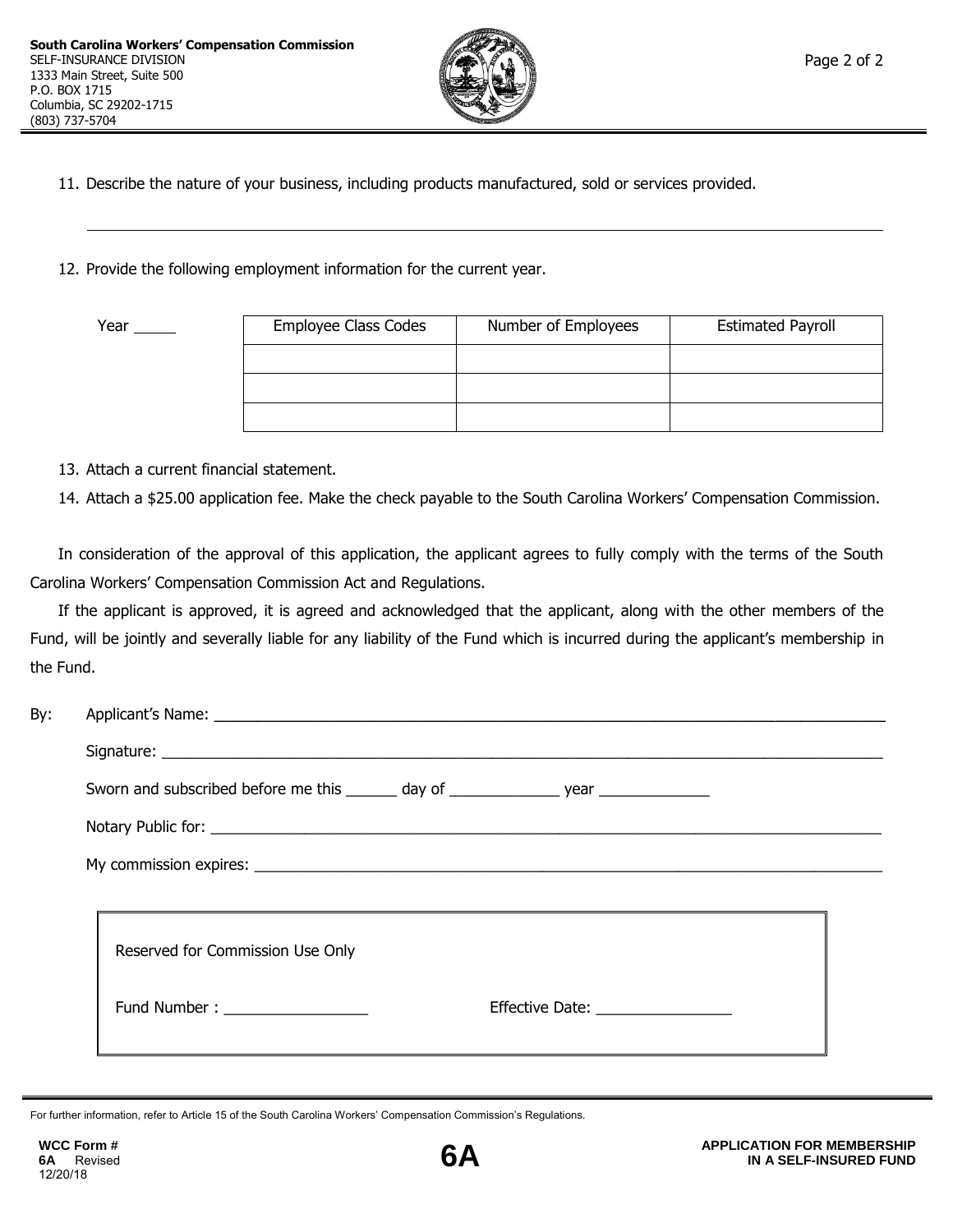11. Describe the nature of your business, including products manufactured, sold or services provided.

_______________________________________________________________________________

12. Provide the following employment information for the current year.

Year _____

| Employee Class Codes | Number of Employees | Estimated Payroll |
|---|---|---|
| | | |
| | | |
| | | |

13. Attach a current financial statement.
14. Attach a $25.00 application fee. Make the check payable to the South Carolina Workers' Compensation Commission.

In consideration of the approval of this application, the applicant agrees to fully comply with the terms of the South Carolina Workers' Compensation Commission Act and Regulations.

If the applicant is approved, it is agreed and acknowledged that the applicant, along with the other members of the Fund, will be jointly and severally liable for any liability of the Fund which is incurred during the applicant's membership in the Fund.

By: Applicant's Name: ______________________________

Signature: ______________________________

Sworn and subscribed before me this ______ day of _____________ year _____________

Notary Public for: ______________________________

My commission expires: ______________________________

Reserved for Commission Use Only

Fund Number : _________________ Effective Date: ________________

For further information, refer to Article 15 of the South Carolina Workers' Compensation Commission's Regulations.

WCC Form # 6A Revised 12/20/18

**6A**

**APPLICATION FOR MEMBERSHIP IN A SELF-INSURED FUND**